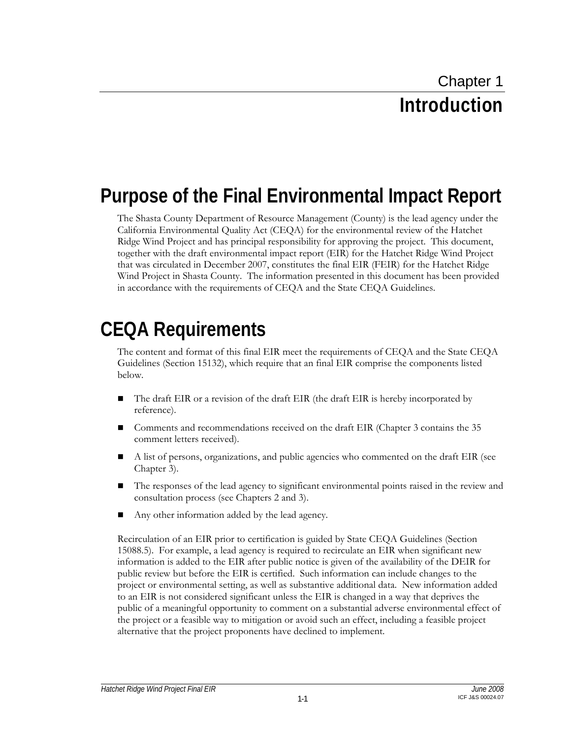# Chapter 1
# Introduction

## Purpose of the Final Environmental Impact Report

The Shasta County Department of Resource Management (County) is the lead agency under the California Environmental Quality Act (CEQA) for the environmental review of the Hatchet Ridge Wind Project and has principal responsibility for approving the project. This document, together with the draft environmental impact report (EIR) for the Hatchet Ridge Wind Project that was circulated in December 2007, constitutes the final EIR (FEIR) for the Hatchet Ridge Wind Project in Shasta County. The information presented in this document has been provided in accordance with the requirements of CEQA and the State CEQA Guidelines.

## CEQA Requirements

The content and format of this final EIR meet the requirements of CEQA and the State CEQA Guidelines (Section 15132), which require that an final EIR comprise the components listed below.

- The draft EIR or a revision of the draft EIR (the draft EIR is hereby incorporated by reference).
- Comments and recommendations received on the draft EIR (Chapter 3 contains the 35 comment letters received).
- A list of persons, organizations, and public agencies who commented on the draft EIR (see Chapter 3).
- The responses of the lead agency to significant environmental points raised in the review and consultation process (see Chapters 2 and 3).
- Any other information added by the lead agency.

Recirculation of an EIR prior to certification is guided by State CEQA Guidelines (Section 15088.5). For example, a lead agency is required to recirculate an EIR when significant new information is added to the EIR after public notice is given of the availability of the DEIR for public review but before the EIR is certified. Such information can include changes to the project or environmental setting, as well as substantive additional data. New information added to an EIR is not considered significant unless the EIR is changed in a way that deprives the public of a meaningful opportunity to comment on a substantial adverse environmental effect of the project or a feasible way to mitigation or avoid such an effect, including a feasible project alternative that the project proponents have declined to implement.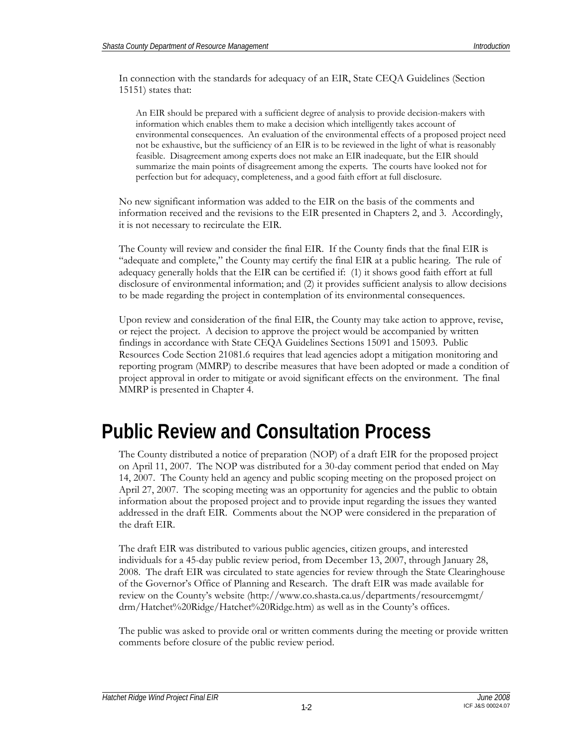In connection with the standards for adequacy of an EIR, State CEQA Guidelines (Section 15151) states that:

> An EIR should be prepared with a sufficient degree of analysis to provide decision-makers with information which enables them to make a decision which intelligently takes account of environmental consequences. An evaluation of the environmental effects of a proposed project need not be exhaustive, but the sufficiency of an EIR is to be reviewed in the light of what is reasonably feasible. Disagreement among experts does not make an EIR inadequate, but the EIR should summarize the main points of disagreement among the experts. The courts have looked not for perfection but for adequacy, completeness, and a good faith effort at full disclosure.

No new significant information was added to the EIR on the basis of the comments and information received and the revisions to the EIR presented in Chapters 2, and 3. Accordingly, it is not necessary to recirculate the EIR.

The County will review and consider the final EIR. If the County finds that the final EIR is "adequate and complete," the County may certify the final EIR at a public hearing. The rule of adequacy generally holds that the EIR can be certified if: (1) it shows good faith effort at full disclosure of environmental information; and (2) it provides sufficient analysis to allow decisions to be made regarding the project in contemplation of its environmental consequences.

Upon review and consideration of the final EIR, the County may take action to approve, revise, or reject the project. A decision to approve the project would be accompanied by written findings in accordance with State CEQA Guidelines Sections 15091 and 15093. Public Resources Code Section 21081.6 requires that lead agencies adopt a mitigation monitoring and reporting program (MMRP) to describe measures that have been adopted or made a condition of project approval in order to mitigate or avoid significant effects on the environment. The final MMRP is presented in Chapter 4.

# Public Review and Consultation Process

The County distributed a notice of preparation (NOP) of a draft EIR for the proposed project on April 11, 2007. The NOP was distributed for a 30-day comment period that ended on May 14, 2007. The County held an agency and public scoping meeting on the proposed project on April 27, 2007. The scoping meeting was an opportunity for agencies and the public to obtain information about the proposed project and to provide input regarding the issues they wanted addressed in the draft EIR. Comments about the NOP were considered in the preparation of the draft EIR.

The draft EIR was distributed to various public agencies, citizen groups, and interested individuals for a 45-day public review period, from December 13, 2007, through January 28, 2008. The draft EIR was circulated to state agencies for review through the State Clearinghouse of the Governor's Office of Planning and Research. The draft EIR was made available for review on the County's website (http://www.co.shasta.ca.us/departments/resourcemgmt/drm/Hatchet%20Ridge/Hatchet%20Ridge.htm) as well as in the County's offices.

The public was asked to provide oral or written comments during the meeting or provide written comments before closure of the public review period.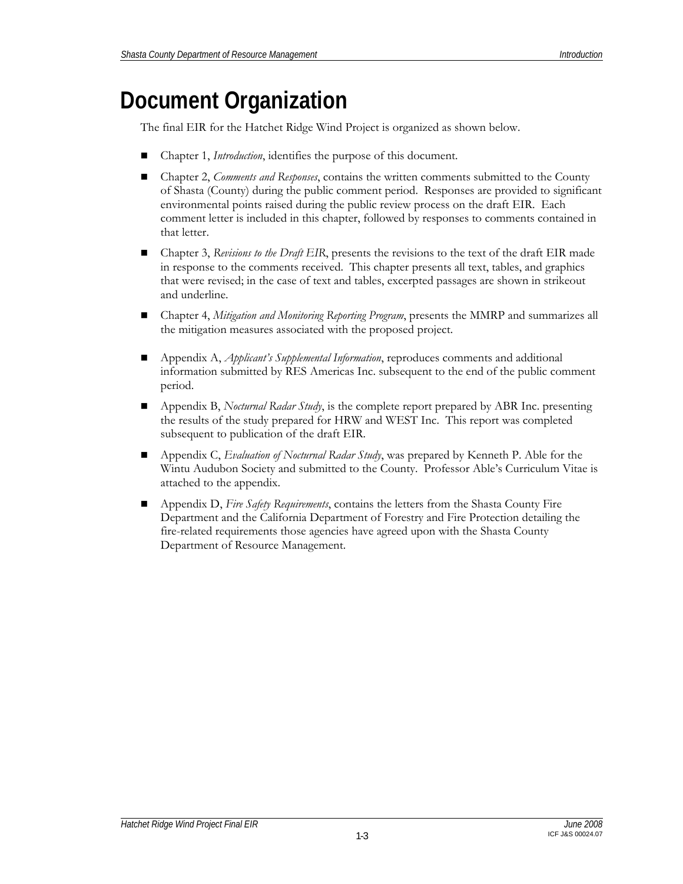# Document Organization

The final EIR for the Hatchet Ridge Wind Project is organized as shown below.

- Chapter 1, *Introduction*, identifies the purpose of this document.
- Chapter 2, *Comments and Responses*, contains the written comments submitted to the County of Shasta (County) during the public comment period. Responses are provided to significant environmental points raised during the public review process on the draft EIR. Each comment letter is included in this chapter, followed by responses to comments contained in that letter.
- Chapter 3, *Revisions to the Draft EIR*, presents the revisions to the text of the draft EIR made in response to the comments received. This chapter presents all text, tables, and graphics that were revised; in the case of text and tables, excerpted passages are shown in strikeout and underline.
- Chapter 4, *Mitigation and Monitoring Reporting Program*, presents the MMRP and summarizes all the mitigation measures associated with the proposed project.
- Appendix A, *Applicant's Supplemental Information*, reproduces comments and additional information submitted by RES Americas Inc. subsequent to the end of the public comment period.
- Appendix B, *Nocturnal Radar Study*, is the complete report prepared by ABR Inc. presenting the results of the study prepared for HRW and WEST Inc. This report was completed subsequent to publication of the draft EIR.
- Appendix C, *Evaluation of Nocturnal Radar Study*, was prepared by Kenneth P. Able for the Wintu Audubon Society and submitted to the County. Professor Able's Curriculum Vitae is attached to the appendix.
- Appendix D, *Fire Safety Requirements*, contains the letters from the Shasta County Fire Department and the California Department of Forestry and Fire Protection detailing the fire-related requirements those agencies have agreed upon with the Shasta County Department of Resource Management.